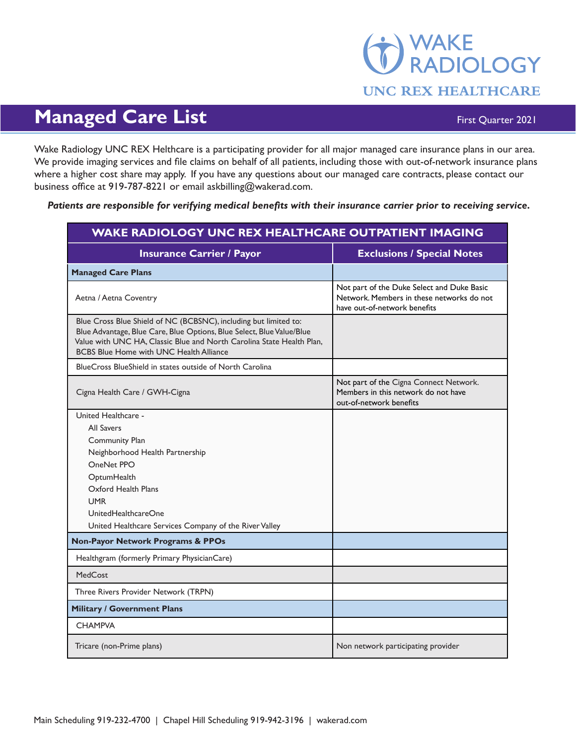WAKE RADIOLOGY
UNC REX HEALTHCARE

# Managed Care List

First Quarter 2021

Wake Radiology UNC REX Helthcare is a participating provider for all major managed care insurance plans in our area. We provide imaging services and file claims on behalf of all patients, including those with out-of-network insurance plans where a higher cost share may apply. If you have any questions about our managed care contracts, please contact our business office at 919-787-8221 or email askbilling@wakerad.com.

***Patients are responsible for verifying medical benefits with their insurance carrier prior to receiving service.***

| WAKE RADIOLOGY UNC REX HEALTHCARE OUTPATIENT IMAGING | |
|---|---|
| **Insurance Carrier / Payor** | **Exclusions / Special Notes** |
| **Managed Care Plans** | |
| Aetna / Aetna Coventry | Not part of the Duke Select and Duke Basic Network. Members in these networks do not have out-of-network benefits |
| Blue Cross Blue Shield of NC (BCBSNC), including but limited to: Blue Advantage, Blue Care, Blue Options, Blue Select, Blue Value/Blue Value with UNC HA, Classic Blue and North Carolina State Health Plan, BCBS Blue Home with UNC Health Alliance | |
| BlueCross BlueShield in states outside of North Carolina | |
| Cigna Health Care / GWH-Cigna | Not part of the Cigna Connect Network. Members in this network do not have out-of-network benefits |
| United Healthcare - All Savers, Community Plan, Neighborhood Health Partnership, OneNet PPO, OptumHealth, Oxford Health Plans, UMR, UnitedHealthcareOne, United Healthcare Services Company of the River Valley | |
| **Non-Payor Network Programs & PPOs** | |
| Healthgram (formerly Primary PhysicianCare) | |
| MedCost | |
| Three Rivers Provider Network (TRPN) | |
| **Military / Government Plans** | |
| CHAMPVA | |
| Tricare (non-Prime plans) | Non network participating provider |

Main Scheduling 919-232-4700 | Chapel Hill Scheduling 919-942-3196 | wakerad.com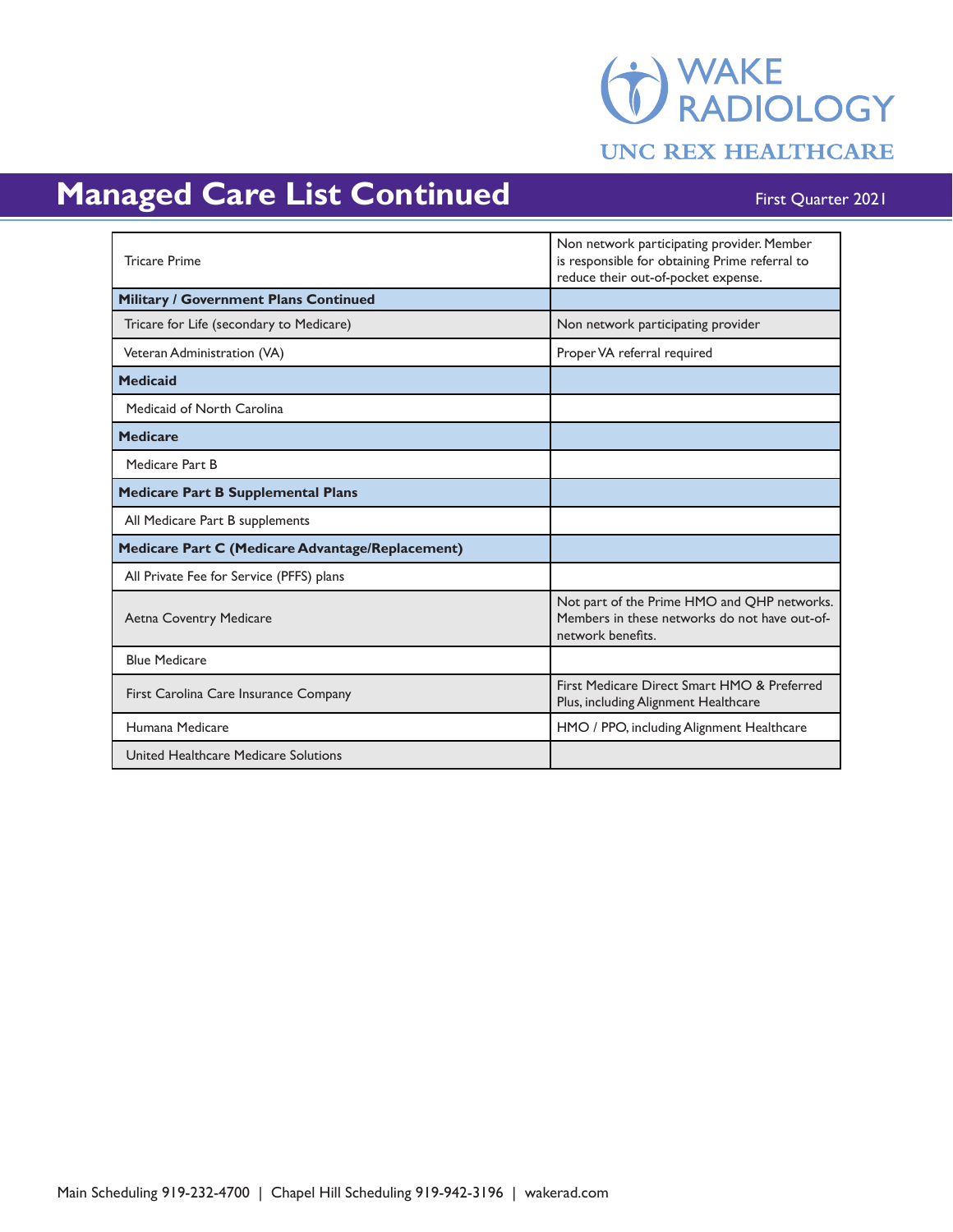# Managed Care List Continued

First Quarter 2021

| | |
|---|---|
| Tricare Prime | Non network participating provider. Member is responsible for obtaining Prime referral to reduce their out-of-pocket expense. |
| **Military / Government Plans Continued** | |
| Tricare for Life (secondary to Medicare) | Non network participating provider |
| Veteran Administration (VA) | Proper VA referral required |
| **Medicaid** | |
| Medicaid of North Carolina | |
| **Medicare** | |
| Medicare Part B | |
| **Medicare Part B Supplemental Plans** | |
| All Medicare Part B supplements | |
| **Medicare Part C (Medicare Advantage/Replacement)** | |
| All Private Fee for Service (PFFS) plans | |
| Aetna Coventry Medicare | Not part of the Prime HMO and QHP networks. Members in these networks do not have out-of-network benefits. |
| Blue Medicare | |
| First Carolina Care Insurance Company | First Medicare Direct Smart HMO & Preferred Plus, including Alignment Healthcare |
| Humana Medicare | HMO / PPO, including Alignment Healthcare |
| United Healthcare Medicare Solutions | |

Main Scheduling 919-232-4700 | Chapel Hill Scheduling 919-942-3196 | wakerad.com